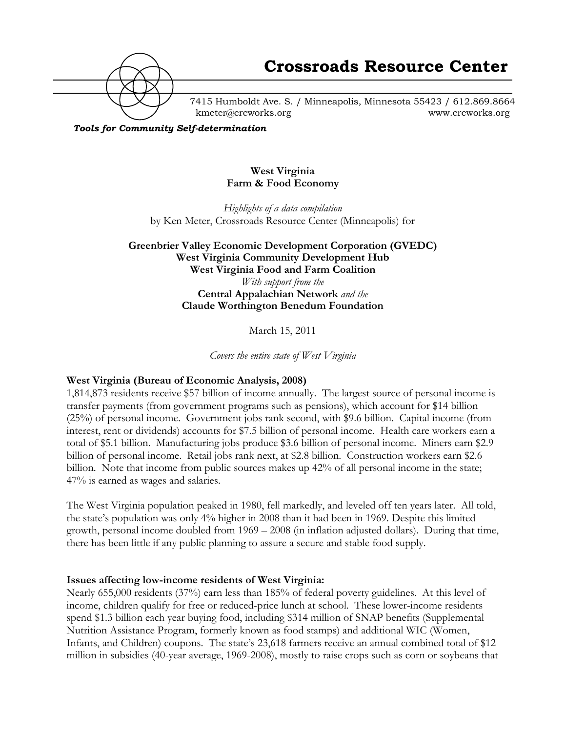# Crossroads Resource Center

7415 Humboldt Ave. S. / Minneapolis, Minnesota 55423 / 612.869.8664
kmeter@crcworks.org www.crcworks.org

***Tools for Community Self-determination***

**West Virginia**
**Farm & Food Economy**

*Highlights of a data compilation*
by Ken Meter, Crossroads Resource Center (Minneapolis) for

**Greenbrier Valley Economic Development Corporation (GVEDC)**
**West Virginia Community Development Hub**
**West Virginia Food and Farm Coalition**
*With support from the*
**Central Appalachian Network** *and the*
**Claude Worthington Benedum Foundation**

March 15, 2011

*Covers the entire state of West Virginia*

### West Virginia (Bureau of Economic Analysis, 2008)

1,814,873 residents receive $57 billion of income annually. The largest source of personal income is transfer payments (from government programs such as pensions), which account for $14 billion (25%) of personal income. Government jobs rank second, with $9.6 billion. Capital income (from interest, rent or dividends) accounts for $7.5 billion of personal income. Health care workers earn a total of $5.1 billion. Manufacturing jobs produce $3.6 billion of personal income. Miners earn $2.9 billion of personal income. Retail jobs rank next, at $2.8 billion. Construction workers earn $2.6 billion. Note that income from public sources makes up 42% of all personal income in the state; 47% is earned as wages and salaries.

The West Virginia population peaked in 1980, fell markedly, and leveled off ten years later. All told, the state's population was only 4% higher in 2008 than it had been in 1969. Despite this limited growth, personal income doubled from 1969 – 2008 (in inflation adjusted dollars). During that time, there has been little if any public planning to assure a secure and stable food supply.

### Issues affecting low-income residents of West Virginia:

Nearly 655,000 residents (37%) earn less than 185% of federal poverty guidelines. At this level of income, children qualify for free or reduced-price lunch at school. These lower-income residents spend $1.3 billion each year buying food, including $314 million of SNAP benefits (Supplemental Nutrition Assistance Program, formerly known as food stamps) and additional WIC (Women, Infants, and Children) coupons. The state's 23,618 farmers receive an annual combined total of $12 million in subsidies (40-year average, 1969-2008), mostly to raise crops such as corn or soybeans that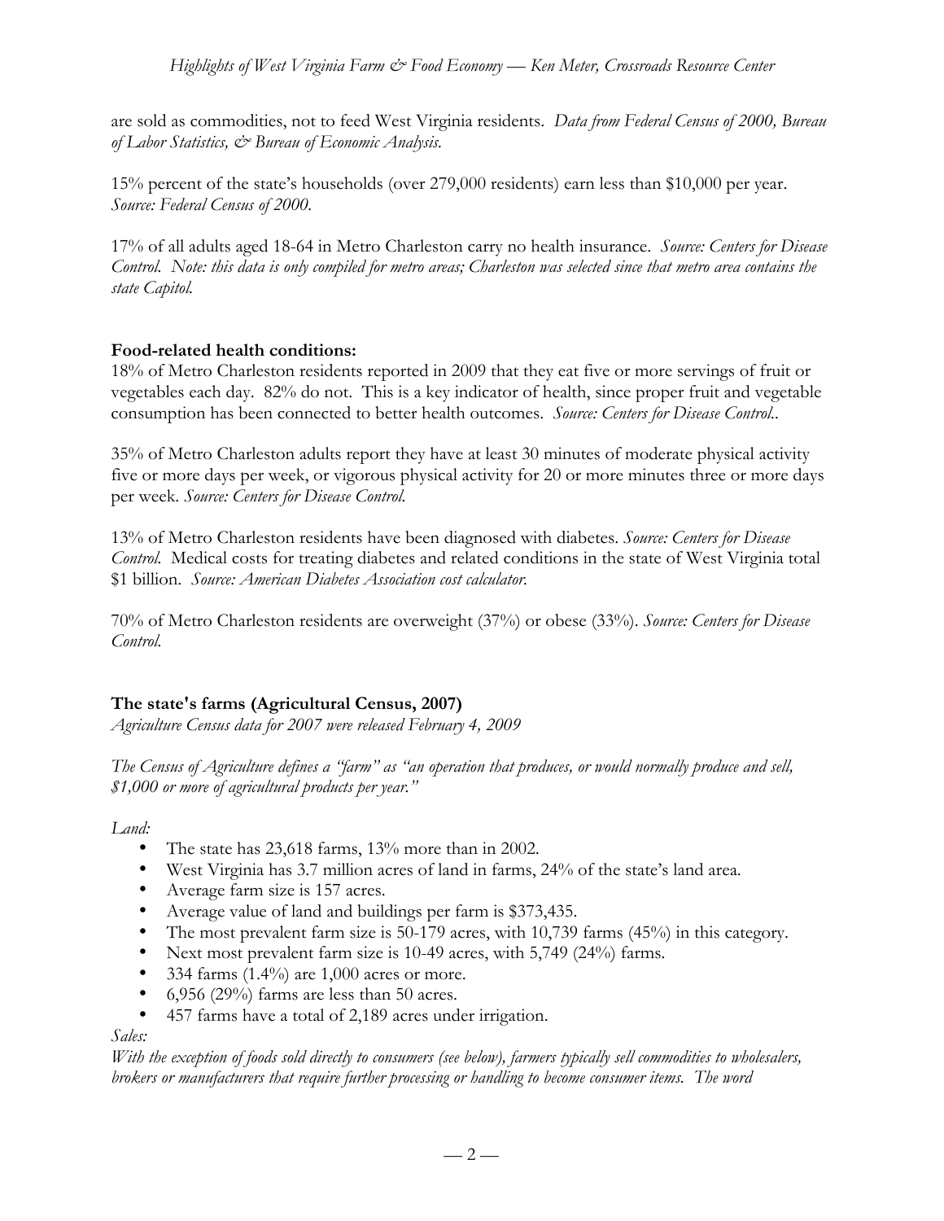are sold as commodities, not to feed West Virginia residents. *Data from Federal Census of 2000, Bureau of Labor Statistics, & Bureau of Economic Analysis.*

15% percent of the state's households (over 279,000 residents) earn less than $10,000 per year. *Source: Federal Census of 2000.*

17% of all adults aged 18-64 in Metro Charleston carry no health insurance. *Source: Centers for Disease Control. Note: this data is only compiled for metro areas; Charleston was selected since that metro area contains the state Capitol.*

**Food-related health conditions:**

18% of Metro Charleston residents reported in 2009 that they eat five or more servings of fruit or vegetables each day. 82% do not. This is a key indicator of health, since proper fruit and vegetable consumption has been connected to better health outcomes. *Source: Centers for Disease Control..*

35% of Metro Charleston adults report they have at least 30 minutes of moderate physical activity five or more days per week, or vigorous physical activity for 20 or more minutes three or more days per week. *Source: Centers for Disease Control.*

13% of Metro Charleston residents have been diagnosed with diabetes. *Source: Centers for Disease Control.* Medical costs for treating diabetes and related conditions in the state of West Virginia total $1 billion. *Source: American Diabetes Association cost calculator.*

70% of Metro Charleston residents are overweight (37%) or obese (33%). *Source: Centers for Disease Control.*

**The state's farms (Agricultural Census, 2007)**

*Agriculture Census data for 2007 were released February 4, 2009*

*The Census of Agriculture defines a "farm" as "an operation that produces, or would normally produce and sell, $1,000 or more of agricultural products per year."*

*Land:*

- The state has 23,618 farms, 13% more than in 2002.
- West Virginia has 3.7 million acres of land in farms, 24% of the state's land area.
- Average farm size is 157 acres.
- Average value of land and buildings per farm is $373,435.
- The most prevalent farm size is 50-179 acres, with 10,739 farms (45%) in this category.
- Next most prevalent farm size is 10-49 acres, with 5,749 (24%) farms.
- 334 farms (1.4%) are 1,000 acres or more.
- 6,956 (29%) farms are less than 50 acres.
- 457 farms have a total of 2,189 acres under irrigation.

*Sales:*

*With the exception of foods sold directly to consumers (see below), farmers typically sell commodities to wholesalers, brokers or manufacturers that require further processing or handling to become consumer items. The word*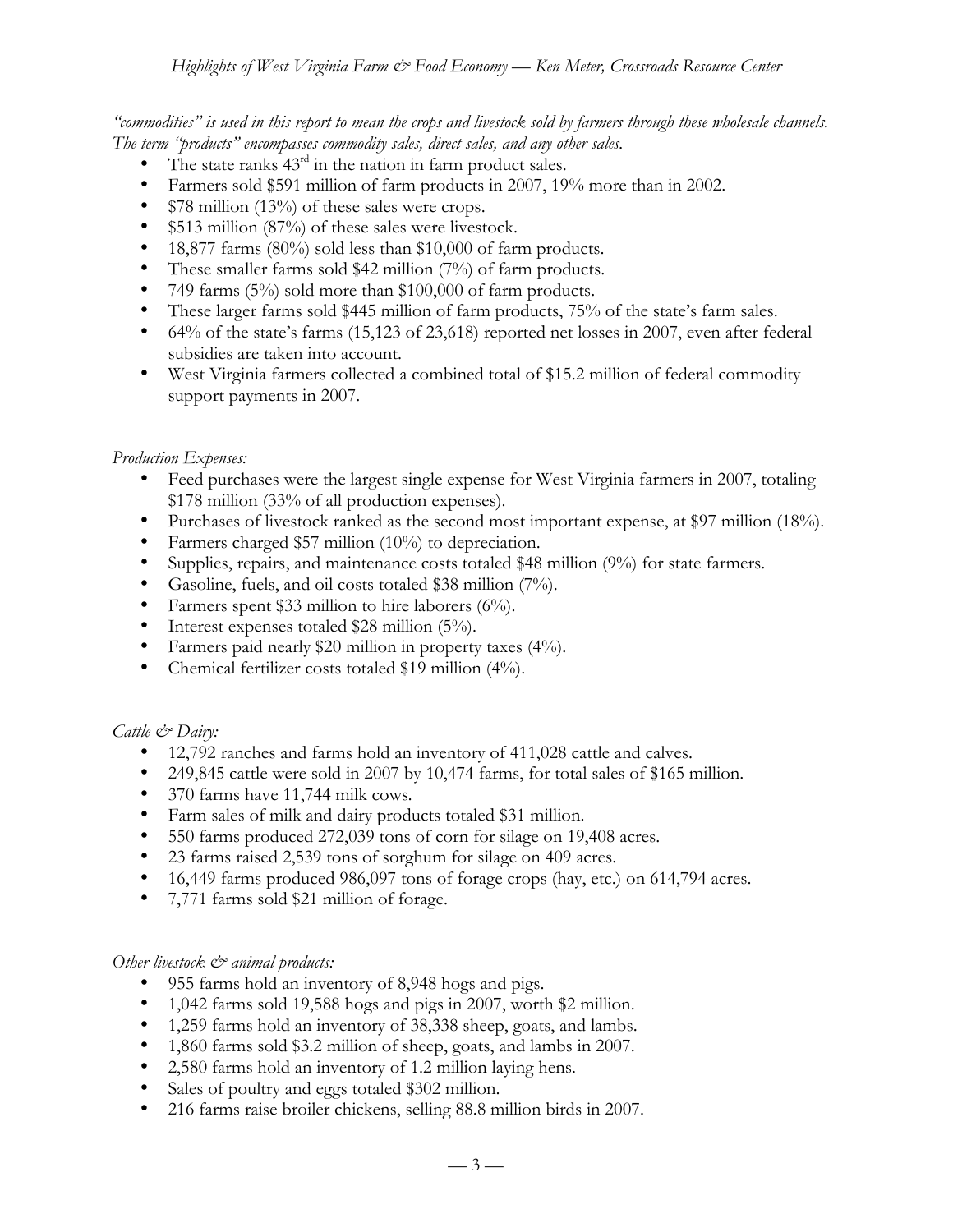*"commodities" is used in this report to mean the crops and livestock sold by farmers through these wholesale channels. The term "products" encompasses commodity sales, direct sales, and any other sales.*

- The state ranks 43rd in the nation in farm product sales.
- Farmers sold $591 million of farm products in 2007, 19% more than in 2002.
- $78 million (13%) of these sales were crops.
- $513 million (87%) of these sales were livestock.
- 18,877 farms (80%) sold less than $10,000 of farm products.
- These smaller farms sold $42 million (7%) of farm products.
- 749 farms (5%) sold more than $100,000 of farm products.
- These larger farms sold $445 million of farm products, 75% of the state's farm sales.
- 64% of the state's farms (15,123 of 23,618) reported net losses in 2007, even after federal subsidies are taken into account.
- West Virginia farmers collected a combined total of $15.2 million of federal commodity support payments in 2007.

*Production Expenses:*

- Feed purchases were the largest single expense for West Virginia farmers in 2007, totaling $178 million (33% of all production expenses).
- Purchases of livestock ranked as the second most important expense, at $97 million (18%).
- Farmers charged $57 million (10%) to depreciation.
- Supplies, repairs, and maintenance costs totaled $48 million (9%) for state farmers.
- Gasoline, fuels, and oil costs totaled $38 million (7%).
- Farmers spent $33 million to hire laborers (6%).
- Interest expenses totaled $28 million (5%).
- Farmers paid nearly $20 million in property taxes (4%).
- Chemical fertilizer costs totaled $19 million (4%).

*Cattle & Dairy:*

- 12,792 ranches and farms hold an inventory of 411,028 cattle and calves.
- 249,845 cattle were sold in 2007 by 10,474 farms, for total sales of $165 million.
- 370 farms have 11,744 milk cows.
- Farm sales of milk and dairy products totaled $31 million.
- 550 farms produced 272,039 tons of corn for silage on 19,408 acres.
- 23 farms raised 2,539 tons of sorghum for silage on 409 acres.
- 16,449 farms produced 986,097 tons of forage crops (hay, etc.) on 614,794 acres.
- 7,771 farms sold $21 million of forage.

*Other livestock & animal products:*

- 955 farms hold an inventory of 8,948 hogs and pigs.
- 1,042 farms sold 19,588 hogs and pigs in 2007, worth $2 million.
- 1,259 farms hold an inventory of 38,338 sheep, goats, and lambs.
- 1,860 farms sold $3.2 million of sheep, goats, and lambs in 2007.
- 2,580 farms hold an inventory of 1.2 million laying hens.
- Sales of poultry and eggs totaled $302 million.
- 216 farms raise broiler chickens, selling 88.8 million birds in 2007.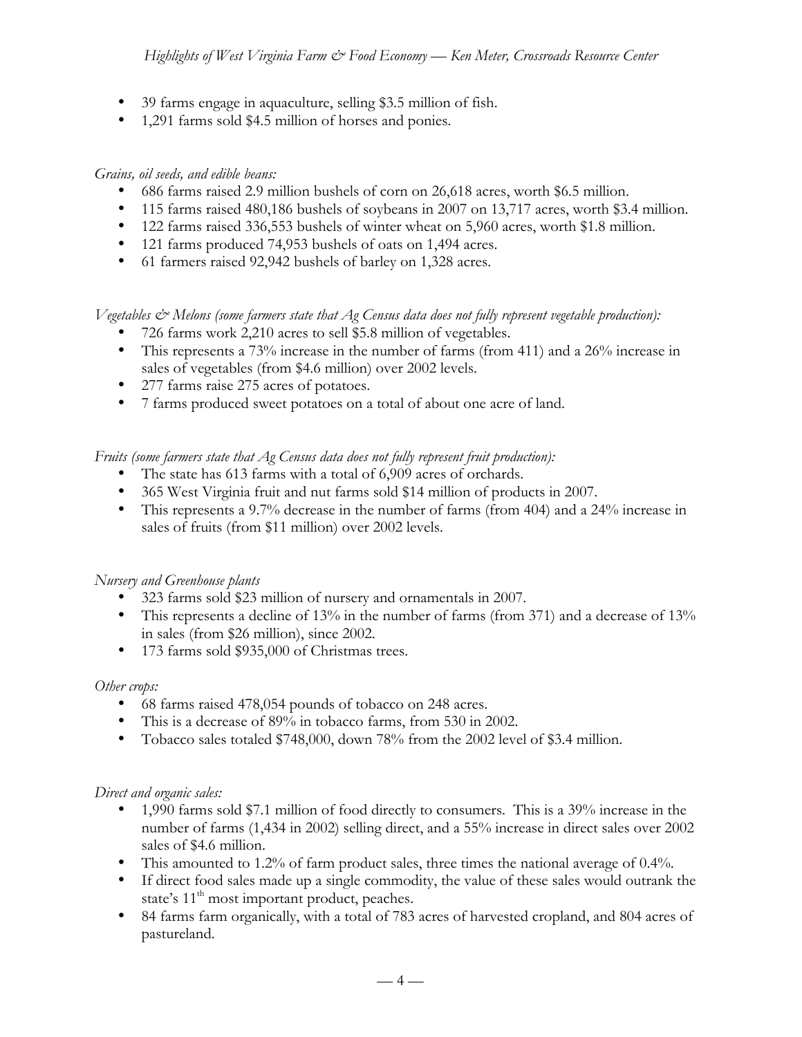- 39 farms engage in aquaculture, selling $3.5 million of fish.
- 1,291 farms sold $4.5 million of horses and ponies.

*Grains, oil seeds, and edible beans:*

- 686 farms raised 2.9 million bushels of corn on 26,618 acres, worth $6.5 million.
- 115 farms raised 480,186 bushels of soybeans in 2007 on 13,717 acres, worth $3.4 million.
- 122 farms raised 336,553 bushels of winter wheat on 5,960 acres, worth $1.8 million.
- 121 farms produced 74,953 bushels of oats on 1,494 acres.
- 61 farmers raised 92,942 bushels of barley on 1,328 acres.

*Vegetables & Melons (some farmers state that Ag Census data does not fully represent vegetable production):*

- 726 farms work 2,210 acres to sell $5.8 million of vegetables.
- This represents a 73% increase in the number of farms (from 411) and a 26% increase in sales of vegetables (from $4.6 million) over 2002 levels.
- 277 farms raise 275 acres of potatoes.
- 7 farms produced sweet potatoes on a total of about one acre of land.

*Fruits (some farmers state that Ag Census data does not fully represent fruit production):*

- The state has 613 farms with a total of 6,909 acres of orchards.
- 365 West Virginia fruit and nut farms sold $14 million of products in 2007.
- This represents a 9.7% decrease in the number of farms (from 404) and a 24% increase in sales of fruits (from $11 million) over 2002 levels.

*Nursery and Greenhouse plants*

- 323 farms sold $23 million of nursery and ornamentals in 2007.
- This represents a decline of 13% in the number of farms (from 371) and a decrease of 13% in sales (from $26 million), since 2002.
- 173 farms sold $935,000 of Christmas trees.

*Other crops:*

- 68 farms raised 478,054 pounds of tobacco on 248 acres.
- This is a decrease of 89% in tobacco farms, from 530 in 2002.
- Tobacco sales totaled $748,000, down 78% from the 2002 level of $3.4 million.

*Direct and organic sales:*

- 1,990 farms sold $7.1 million of food directly to consumers. This is a 39% increase in the number of farms (1,434 in 2002) selling direct, and a 55% increase in direct sales over 2002 sales of $4.6 million.
- This amounted to 1.2% of farm product sales, three times the national average of 0.4%.
- If direct food sales made up a single commodity, the value of these sales would outrank the state's 11th most important product, peaches.
- 84 farms farm organically, with a total of 783 acres of harvested cropland, and 804 acres of pastureland.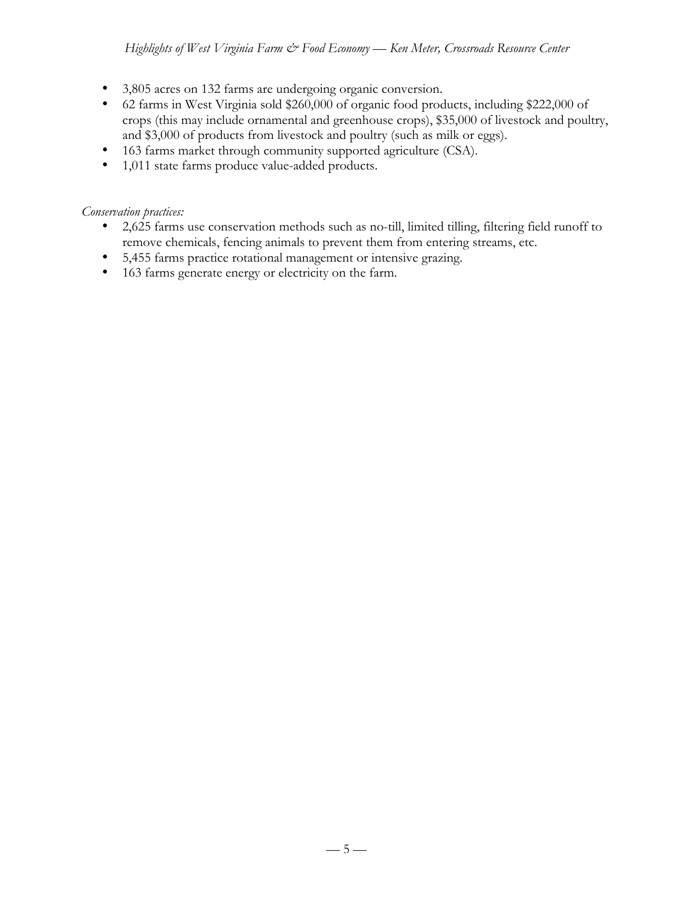- 3,805 acres on 132 farms are undergoing organic conversion.
- 62 farms in West Virginia sold $260,000 of organic food products, including $222,000 of crops (this may include ornamental and greenhouse crops), $35,000 of livestock and poultry, and $3,000 of products from livestock and poultry (such as milk or eggs).
- 163 farms market through community supported agriculture (CSA).
- 1,011 state farms produce value-added products.

*Conservation practices:*

- 2,625 farms use conservation methods such as no-till, limited tilling, filtering field runoff to remove chemicals, fencing animals to prevent them from entering streams, etc.
- 5,455 farms practice rotational management or intensive grazing.
- 163 farms generate energy or electricity on the farm.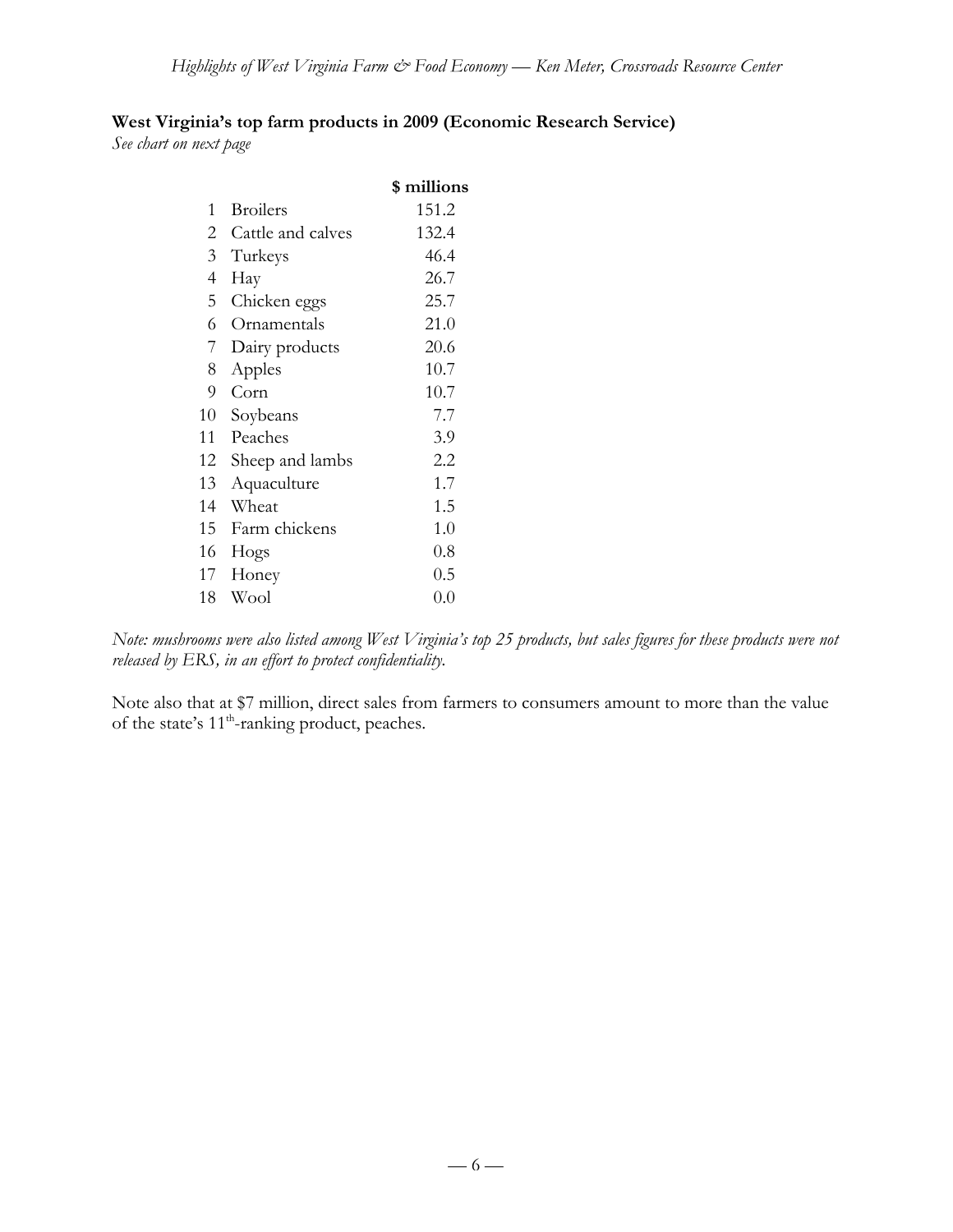**West Virginia's top farm products in 2009 (Economic Research Service)**

*See chart on next page*

| | | $ millions |
|---|---|---|
| 1 | Broilers | 151.2 |
| 2 | Cattle and calves | 132.4 |
| 3 | Turkeys | 46.4 |
| 4 | Hay | 26.7 |
| 5 | Chicken eggs | 25.7 |
| 6 | Ornamentals | 21.0 |
| 7 | Dairy products | 20.6 |
| 8 | Apples | 10.7 |
| 9 | Corn | 10.7 |
| 10 | Soybeans | 7.7 |
| 11 | Peaches | 3.9 |
| 12 | Sheep and lambs | 2.2 |
| 13 | Aquaculture | 1.7 |
| 14 | Wheat | 1.5 |
| 15 | Farm chickens | 1.0 |
| 16 | Hogs | 0.8 |
| 17 | Honey | 0.5 |
| 18 | Wool | 0.0 |

*Note: mushrooms were also listed among West Virginia's top 25 products, but sales figures for these products were not released by ERS, in an effort to protect confidentiality.*

Note also that at $7 million, direct sales from farmers to consumers amount to more than the value of the state's 11th-ranking product, peaches.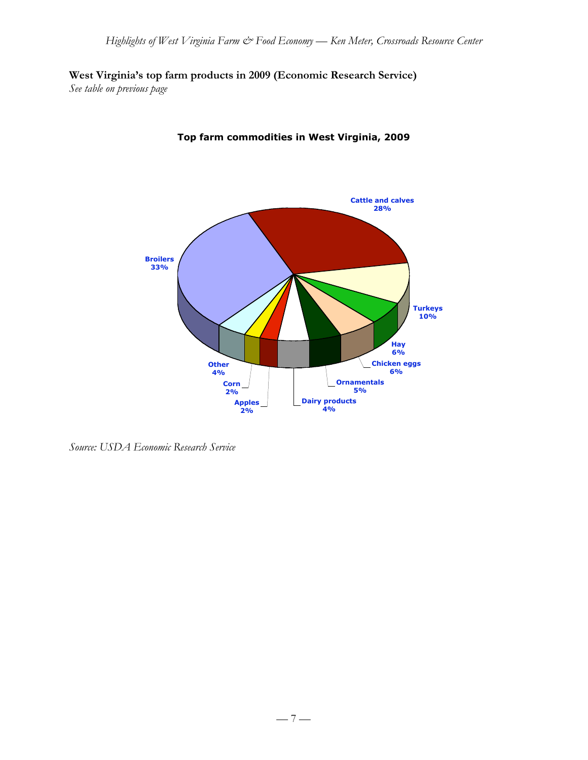**West Virginia's top farm products in 2009 (Economic Research Service)**

*See table on previous page*

**Top farm commodities in West Virginia, 2009**

Cattle and calves 28%

Broilers 33%

Turkeys 10%

Hay 6%

Chicken eggs 6%

Ornamentals 5%

Dairy products 4%

Apples 2%

Corn 2%

Other 4%

*Source: USDA Economic Research Service*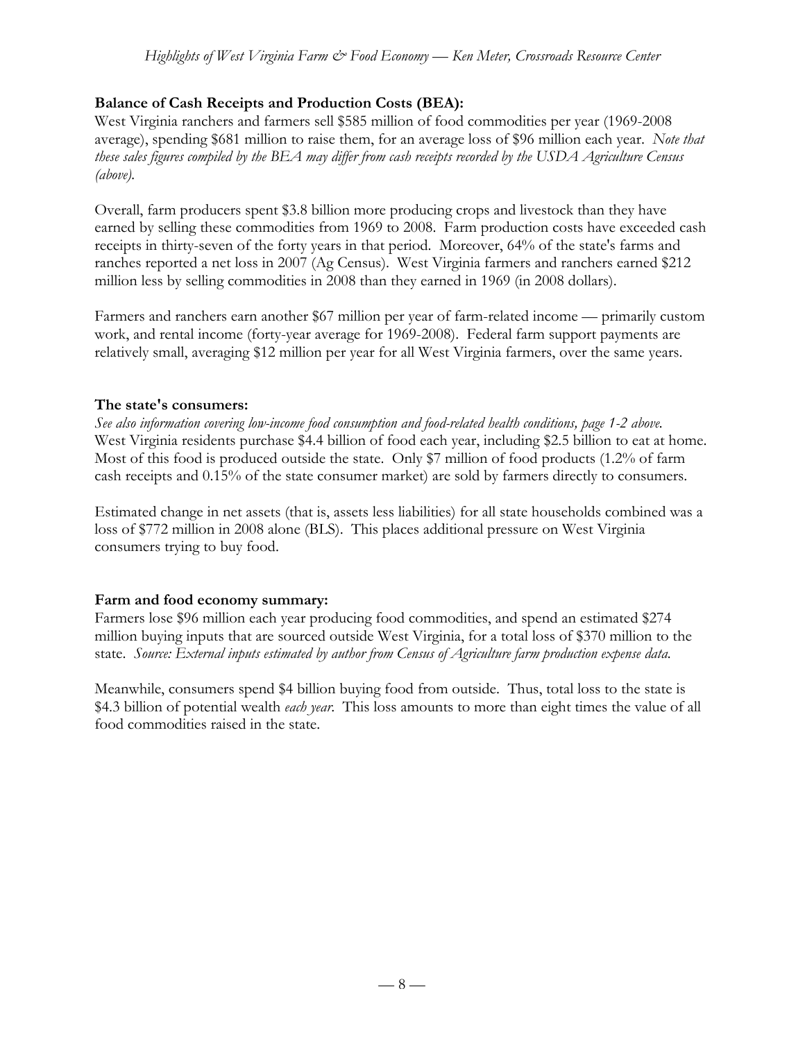**Balance of Cash Receipts and Production Costs (BEA):**

West Virginia ranchers and farmers sell $585 million of food commodities per year (1969-2008 average), spending $681 million to raise them, for an average loss of $96 million each year. *Note that these sales figures compiled by the BEA may differ from cash receipts recorded by the USDA Agriculture Census (above).*

Overall, farm producers spent $3.8 billion more producing crops and livestock than they have earned by selling these commodities from 1969 to 2008. Farm production costs have exceeded cash receipts in thirty-seven of the forty years in that period. Moreover, 64% of the state's farms and ranches reported a net loss in 2007 (Ag Census). West Virginia farmers and ranchers earned $212 million less by selling commodities in 2008 than they earned in 1969 (in 2008 dollars).

Farmers and ranchers earn another $67 million per year of farm-related income — primarily custom work, and rental income (forty-year average for 1969-2008). Federal farm support payments are relatively small, averaging $12 million per year for all West Virginia farmers, over the same years.

**The state's consumers:**

*See also information covering low-income food consumption and food-related health conditions, page 1-2 above.* West Virginia residents purchase $4.4 billion of food each year, including $2.5 billion to eat at home. Most of this food is produced outside the state. Only $7 million of food products (1.2% of farm cash receipts and 0.15% of the state consumer market) are sold by farmers directly to consumers.

Estimated change in net assets (that is, assets less liabilities) for all state households combined was a loss of $772 million in 2008 alone (BLS). This places additional pressure on West Virginia consumers trying to buy food.

**Farm and food economy summary:**

Farmers lose $96 million each year producing food commodities, and spend an estimated $274 million buying inputs that are sourced outside West Virginia, for a total loss of $370 million to the state. *Source: External inputs estimated by author from Census of Agriculture farm production expense data.*

Meanwhile, consumers spend $4 billion buying food from outside. Thus, total loss to the state is $4.3 billion of potential wealth *each year*. This loss amounts to more than eight times the value of all food commodities raised in the state.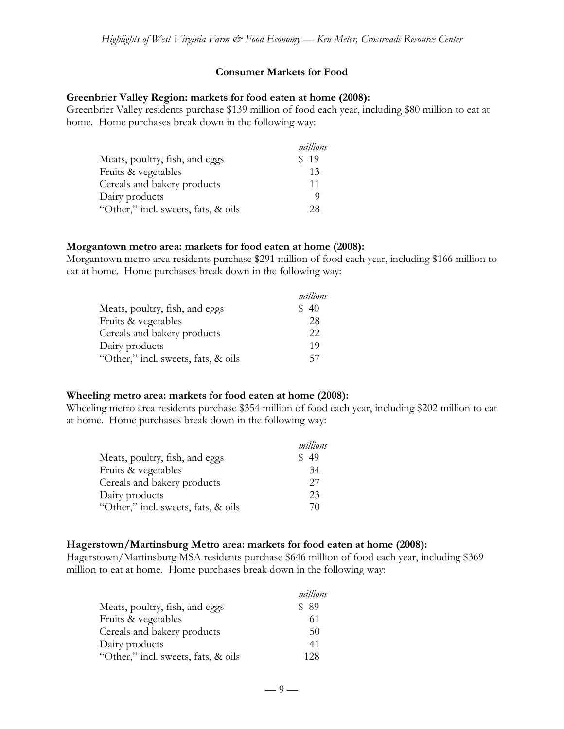## Consumer Markets for Food

**Greenbrier Valley Region: markets for food eaten at home (2008):**
Greenbrier Valley residents purchase $139 million of food each year, including $80 million to eat at home. Home purchases break down in the following way:

| | *millions* |
|---|---|
| Meats, poultry, fish, and eggs | $ 19 |
| Fruits & vegetables | 13 |
| Cereals and bakery products | 11 |
| Dairy products | 9 |
| "Other," incl. sweets, fats, & oils | 28 |

**Morgantown metro area: markets for food eaten at home (2008):**
Morgantown metro area residents purchase $291 million of food each year, including $166 million to eat at home. Home purchases break down in the following way:

| | *millions* |
|---|---|
| Meats, poultry, fish, and eggs | $ 40 |
| Fruits & vegetables | 28 |
| Cereals and bakery products | 22 |
| Dairy products | 19 |
| "Other," incl. sweets, fats, & oils | 57 |

**Wheeling metro area: markets for food eaten at home (2008):**
Wheeling metro area residents purchase $354 million of food each year, including $202 million to eat at home. Home purchases break down in the following way:

| | *millions* |
|---|---|
| Meats, poultry, fish, and eggs | $ 49 |
| Fruits & vegetables | 34 |
| Cereals and bakery products | 27 |
| Dairy products | 23 |
| "Other," incl. sweets, fats, & oils | 70 |

**Hagerstown/Martinsburg Metro area: markets for food eaten at home (2008):**
Hagerstown/Martinsburg MSA residents purchase $646 million of food each year, including $369 million to eat at home. Home purchases break down in the following way:

| | *millions* |
|---|---|
| Meats, poultry, fish, and eggs | $ 89 |
| Fruits & vegetables | 61 |
| Cereals and bakery products | 50 |
| Dairy products | 41 |
| "Other," incl. sweets, fats, & oils | 128 |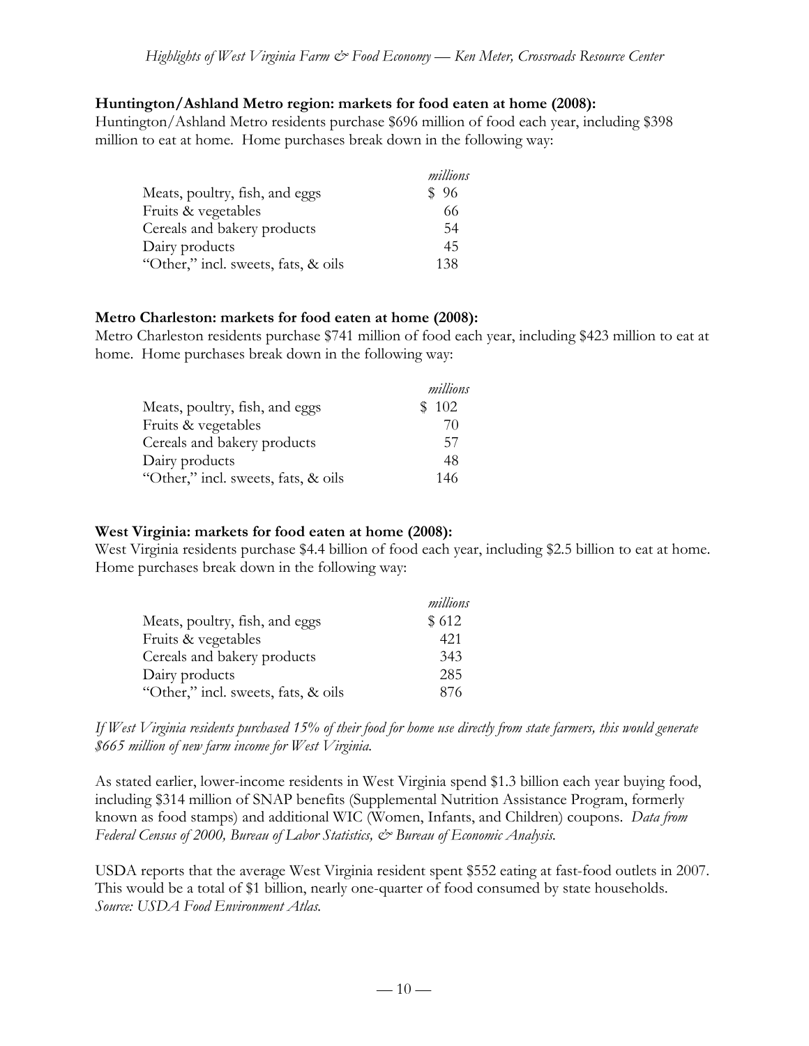**Huntington/Ashland Metro region: markets for food eaten at home (2008):**
Huntington/Ashland Metro residents purchase $696 million of food each year, including $398 million to eat at home. Home purchases break down in the following way:

| | *millions* |
|---|---|
| Meats, poultry, fish, and eggs | $ 96 |
| Fruits & vegetables | 66 |
| Cereals and bakery products | 54 |
| Dairy products | 45 |
| "Other," incl. sweets, fats, & oils | 138 |

**Metro Charleston: markets for food eaten at home (2008):**
Metro Charleston residents purchase $741 million of food each year, including $423 million to eat at home. Home purchases break down in the following way:

| | *millions* |
|---|---|
| Meats, poultry, fish, and eggs | $ 102 |
| Fruits & vegetables | 70 |
| Cereals and bakery products | 57 |
| Dairy products | 48 |
| "Other," incl. sweets, fats, & oils | 146 |

**West Virginia: markets for food eaten at home (2008):**
West Virginia residents purchase $4.4 billion of food each year, including $2.5 billion to eat at home. Home purchases break down in the following way:

| | *millions* |
|---|---|
| Meats, poultry, fish, and eggs | $ 612 |
| Fruits & vegetables | 421 |
| Cereals and bakery products | 343 |
| Dairy products | 285 |
| "Other," incl. sweets, fats, & oils | 876 |

*If West Virginia residents purchased 15% of their food for home use directly from state farmers, this would generate $665 million of new farm income for West Virginia.*

As stated earlier, lower-income residents in West Virginia spend $1.3 billion each year buying food, including $314 million of SNAP benefits (Supplemental Nutrition Assistance Program, formerly known as food stamps) and additional WIC (Women, Infants, and Children) coupons. *Data from Federal Census of 2000, Bureau of Labor Statistics, & Bureau of Economic Analysis.*

USDA reports that the average West Virginia resident spent $552 eating at fast-food outlets in 2007. This would be a total of $1 billion, nearly one-quarter of food consumed by state households. *Source: USDA Food Environment Atlas.*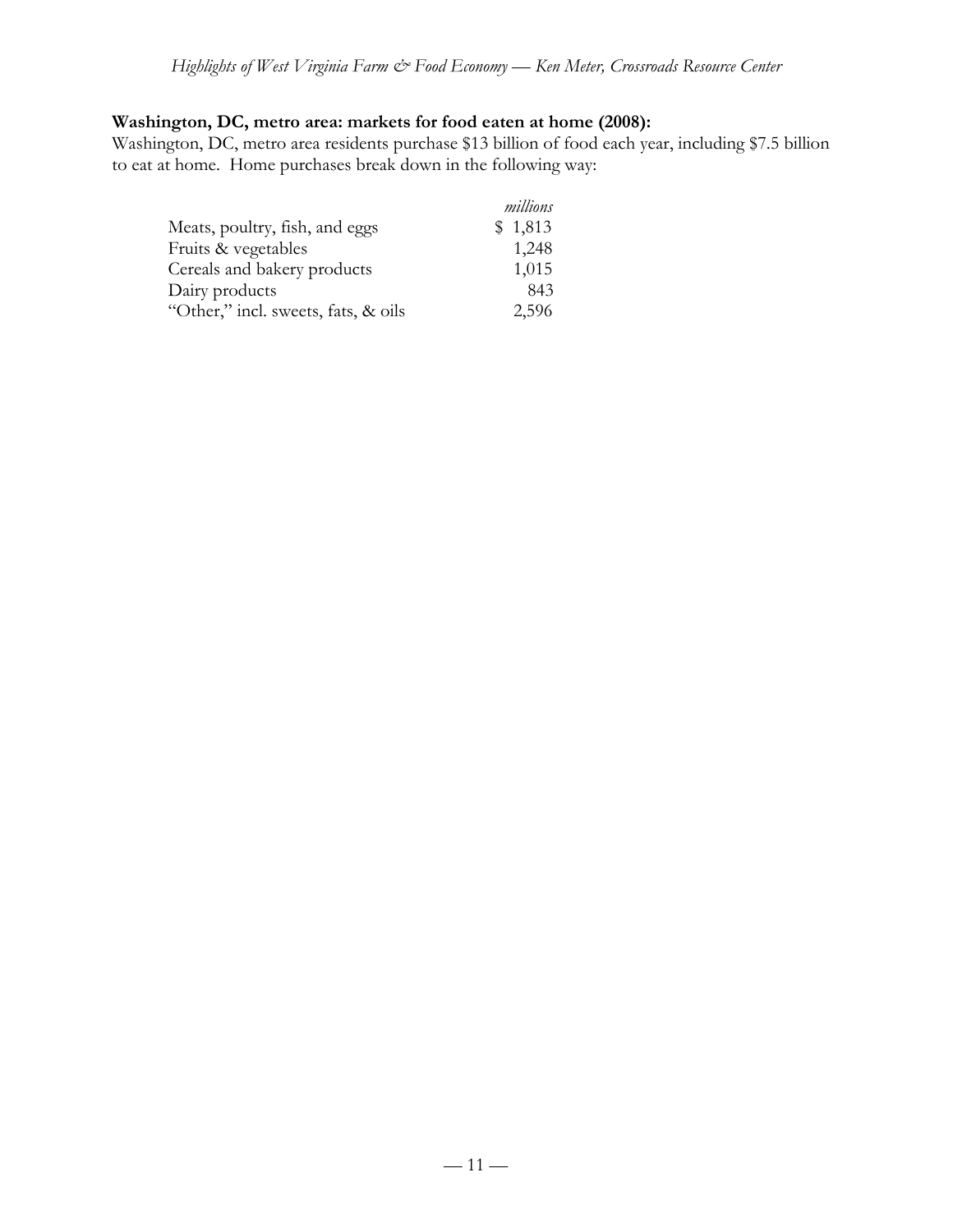**Washington, DC, metro area: markets for food eaten at home (2008):**

Washington, DC, metro area residents purchase $13 billion of food each year, including $7.5 billion to eat at home. Home purchases break down in the following way:

| | *millions* |
|---|---|
| Meats, poultry, fish, and eggs | $ 1,813 |
| Fruits & vegetables | 1,248 |
| Cereals and bakery products | 1,015 |
| Dairy products | 843 |
| "Other," incl. sweets, fats, & oils | 2,596 |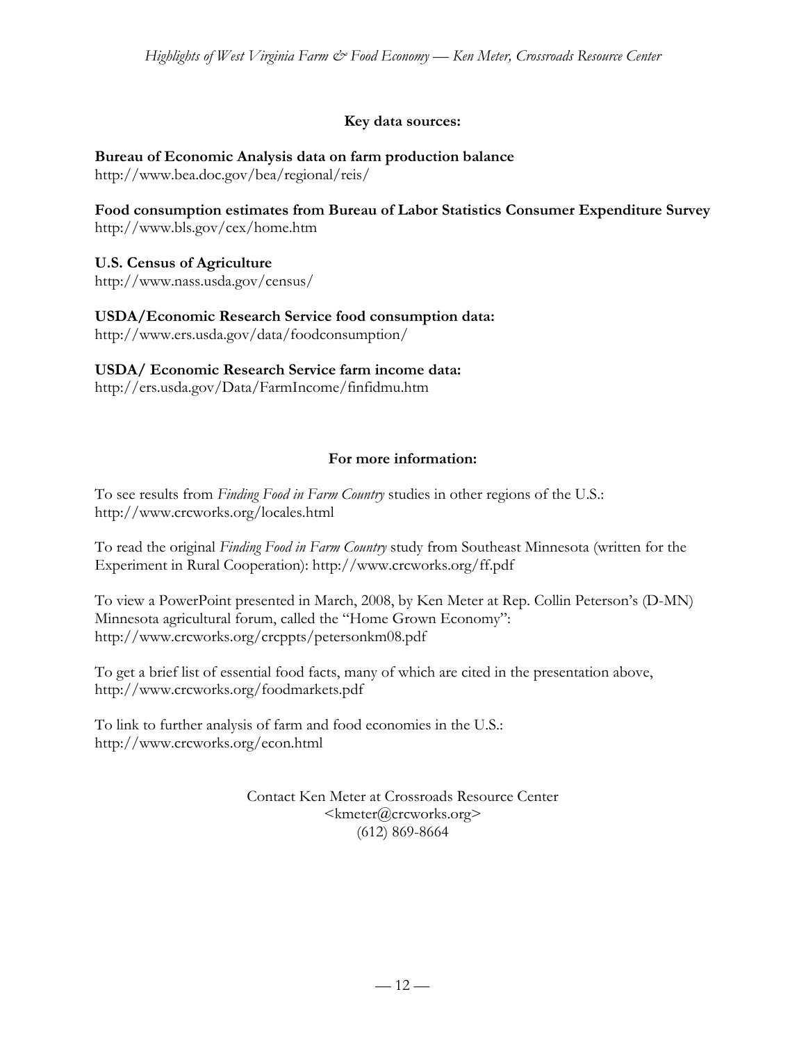## Key data sources:

**Bureau of Economic Analysis data on farm production balance**
http://www.bea.doc.gov/bea/regional/reis/

**Food consumption estimates from Bureau of Labor Statistics Consumer Expenditure Survey**
http://www.bls.gov/cex/home.htm

**U.S. Census of Agriculture**
http://www.nass.usda.gov/census/

**USDA/Economic Research Service food consumption data:**
http://www.ers.usda.gov/data/foodconsumption/

**USDA/ Economic Research Service farm income data:**
http://ers.usda.gov/Data/FarmIncome/finfidmu.htm

## For more information:

To see results from *Finding Food in Farm Country* studies in other regions of the U.S.:
http://www.crcworks.org/locales.html

To read the original *Finding Food in Farm Country* study from Southeast Minnesota (written for the Experiment in Rural Cooperation): http://www.crcworks.org/ff.pdf

To view a PowerPoint presented in March, 2008, by Ken Meter at Rep. Collin Peterson's (D-MN) Minnesota agricultural forum, called the "Home Grown Economy":
http://www.crcworks.org/crcppts/petersonkm08.pdf

To get a brief list of essential food facts, many of which are cited in the presentation above, http://www.crcworks.org/foodmarkets.pdf

To link to further analysis of farm and food economies in the U.S.:
http://www.crcworks.org/econ.html

Contact Ken Meter at Crossroads Resource Center
<kmeter@crcworks.org>
(612) 869-8664